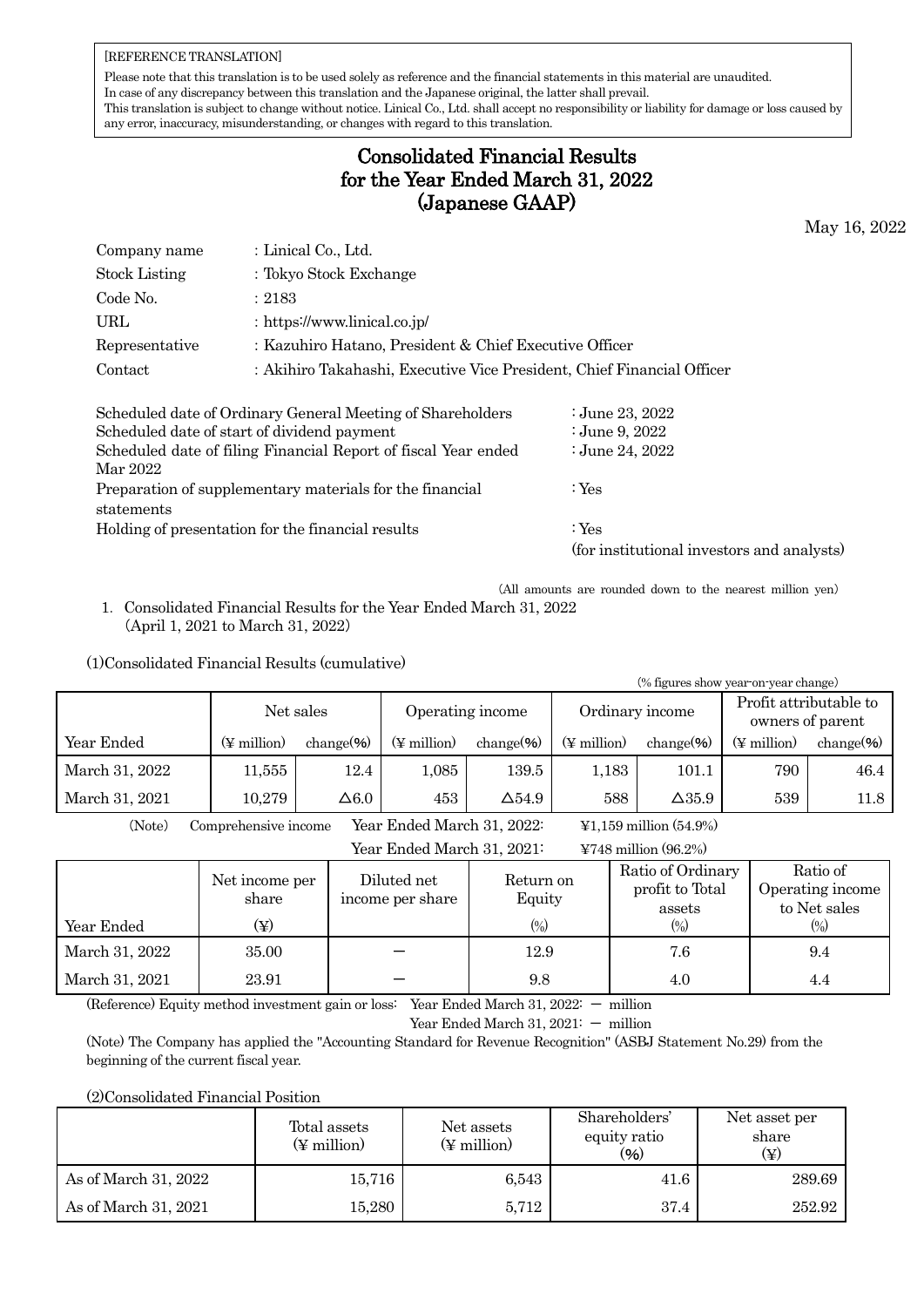[REFERENCE TRANSLATION]

Please note that this translation is to be used solely as reference and the financial statements in this material are unaudited.
In case of any discrepancy between this translation and the Japanese original, the latter shall prevail.
This translation is subject to change without notice. Linical Co., Ltd. shall accept no responsibility or liability for damage or loss caused by any error, inaccuracy, misunderstanding, or changes with regard to this translation.

# Consolidated Financial Results for the Year Ended March 31, 2022 (Japanese GAAP)

May 16, 2022

| | |
|---|---|
| Company name | : Linical Co., Ltd. |
| Stock Listing | : Tokyo Stock Exchange |
| Code No. | : 2183 |
| URL | : https://www.linical.co.jp/ |
| Representative | : Kazuhiro Hatano, President & Chief Executive Officer |
| Contact | : Akihiro Takahashi, Executive Vice President, Chief Financial Officer |

| | |
|---|---|
| Scheduled date of Ordinary General Meeting of Shareholders | : June 23, 2022 |
| Scheduled date of start of dividend payment | : June 9, 2022 |
| Scheduled date of filing Financial Report of fiscal Year ended Mar 2022 | : June 24, 2022 |
| Preparation of supplementary materials for the financial statements | : Yes |
| Holding of presentation for the financial results | : Yes (for institutional investors and analysts) |

(All amounts are rounded down to the nearest million yen)

1. Consolidated Financial Results for the Year Ended March 31, 2022 (April 1, 2021 to March 31, 2022)

(1)Consolidated Financial Results (cumulative)

(% figures show year-on-year change)

| | Net sales | | Operating income | | Ordinary income | | Profit attributable to owners of parent | |
|---|---|---|---|---|---|---|---|---|
| Year Ended | (¥ million) | change(%) | (¥ million) | change(%) | (¥ million) | change(%) | (¥ million) | change(%) |
| March 31, 2022 | 11,555 | 12.4 | 1,085 | 139.5 | 1,183 | 101.1 | 790 | 46.4 |
| March 31, 2021 | 10,279 | △6.0 | 453 | △54.9 | 588 | △35.9 | 539 | 11.8 |

(Note) Comprehensive income Year Ended March 31, 2022: ¥1,159 million (54.9%)
Year Ended March 31, 2021: ¥748 million (96.2%)

| Year Ended | Net income per share (¥) | Diluted net income per share | Return on Equity (%) | Ratio of Ordinary profit to Total assets (%) | Ratio of Operating income to Net sales (%) |
|---|---|---|---|---|---|
| March 31, 2022 | 35.00 | — | 12.9 | 7.6 | 9.4 |
| March 31, 2021 | 23.91 | — | 9.8 | 4.0 | 4.4 |

(Reference) Equity method investment gain or loss: Year Ended March 31, 2022: — million
Year Ended March 31, 2021: — million

(Note) The Company has applied the "Accounting Standard for Revenue Recognition" (ASBJ Statement No.29) from the beginning of the current fiscal year.

(2)Consolidated Financial Position

| | Total assets (¥ million) | Net assets (¥ million) | Shareholders' equity ratio (%) | Net asset per share (¥) |
|---|---|---|---|---|
| As of March 31, 2022 | 15,716 | 6,543 | 41.6 | 289.69 |
| As of March 31, 2021 | 15,280 | 5,712 | 37.4 | 252.92 |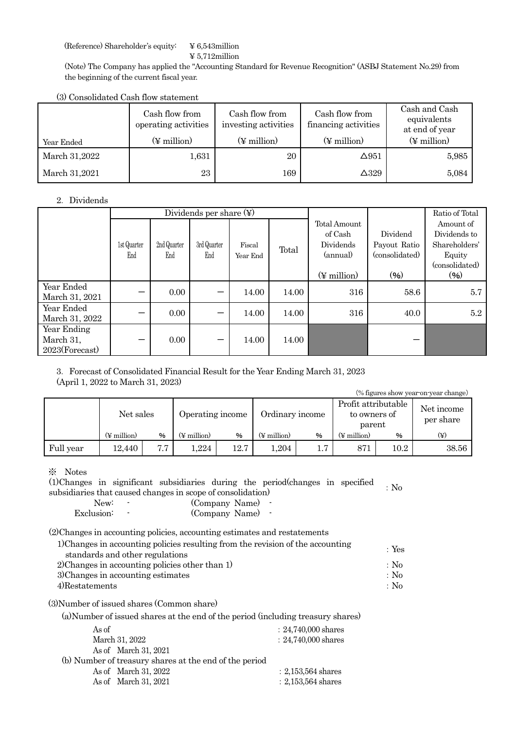(Reference) Shareholder's equity: ￥6,543million

￥5,712million

(Note) The Company has applied the "Accounting Standard for Revenue Recognition" (ASBJ Statement No.29) from the beginning of the current fiscal year.

(3) Consolidated Cash flow statement

| Year Ended | Cash flow from operating activities (￥ million) | Cash flow from investing activities (￥ million) | Cash flow from financing activities (￥ million) | Cash and Cash equivalents at end of year (￥ million) |
|---|---|---|---|---|
| March 31,2022 | 1,631 | 20 | △951 | 5,985 |
| March 31,2021 | 23 | 169 | △329 | 5,084 |

2. Dividends

| | Dividends per share (￥) | | | | | Total Amount of Cash Dividends (annual) | Dividend Payout Ratio (consolidated) | Ratio of Total Amount of Dividends to Shareholders' Equity (consolidated) |
|---|---|---|---|---|---|---|---|---|
| | 1st Quarter End | 2nd Quarter End | 3rd Quarter End | Fiscal Year End | Total | (￥ million) | (%) | (%) |
| Year Ended March 31, 2021 | － | 0.00 | － | 14.00 | 14.00 | 316 | 58.6 | 5.7 |
| Year Ended March 31, 2022 | － | 0.00 | － | 14.00 | 14.00 | 316 | 40.0 | 5.2 |
| Year Ending March 31, 2023(Forecast) | － | 0.00 | － | 14.00 | 14.00 | | － | |

3. Forecast of Consolidated Financial Result for the Year Ending March 31, 2023
(April 1, 2022 to March 31, 2023)

(% figures show year-on-year change)

| | Net sales | | Operating income | | Ordinary income | | Profit attributable to owners of parent | | Net income per share |
|---|---|---|---|---|---|---|---|---|---|
| | (￥ million) | % | (￥ million) | % | (￥ million) | % | (￥ million) | % | (￥) |
| Full year | 12,440 | 7.7 | 1,224 | 12.7 | 1,204 | 1.7 | 871 | 10.2 | 38.56 |

※ Notes

(1)Changes in significant subsidiaries during the period(changes in specified subsidiaries that caused changes in scope of consolidation) : No

New: - (Company Name) -

Exclusion: - (Company Name) -

(2)Changes in accounting policies, accounting estimates and restatements

1)Changes in accounting policies resulting from the revision of the accounting standards and other regulations : Yes

2)Changes in accounting policies other than 1) : No

3)Changes in accounting estimates : No

4)Restatements : No

(3)Number of issued shares (Common share)

(a)Number of issued shares at the end of the period (including treasury shares)

As of March 31, 2022 : 24,740,000 shares

As of March 31, 2021 : 24,740,000 shares

(b) Number of treasury shares at the end of the period

As of March 31, 2022 : 2,153,564 shares

As of March 31, 2021 : 2,153,564 shares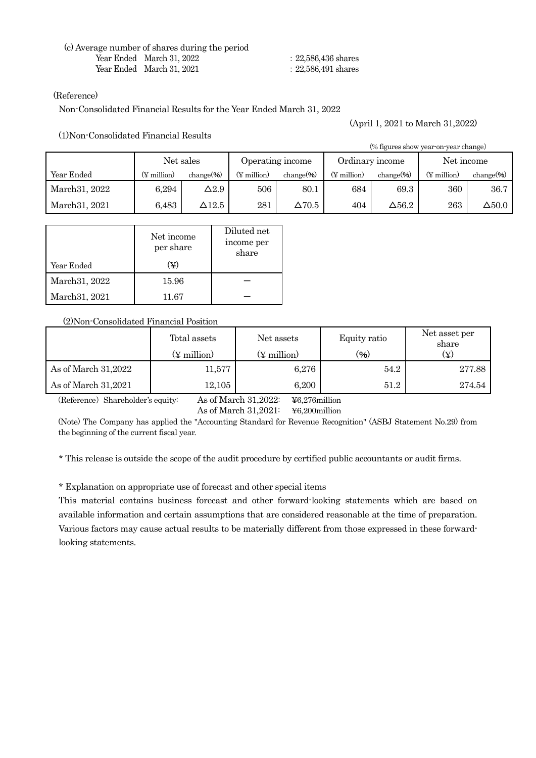(c) Average number of shares during the period

Year Ended March 31, 2022 : 22,586,436 shares
Year Ended March 31, 2021 : 22,586,491 shares

(Reference)

Non-Consolidated Financial Results for the Year Ended March 31, 2022

(April 1, 2021 to March 31,2022)

(1)Non-Consolidated Financial Results

(% figures show year-on-year change)

| | Net sales | | Operating income | | Ordinary income | | Net income | |
|---|---|---|---|---|---|---|---|---|
| Year Ended | (¥ million) | change(%) | (¥ million) | change(%) | (¥ million) | change(%) | (¥ million) | change(%) |
| March31, 2022 | 6,294 | △2.9 | 506 | 80.1 | 684 | 69.3 | 360 | 36.7 |
| March31, 2021 | 6,483 | △12.5 | 281 | △70.5 | 404 | △56.2 | 263 | △50.0 |

| Year Ended | Net income per share (¥) | Diluted net income per share |
|---|---|---|
| March31, 2022 | 15.96 | － |
| March31, 2021 | 11.67 | － |

(2)Non-Consolidated Financial Position

| | Total assets (¥ million) | Net assets (¥ million) | Equity ratio (%) | Net asset per share (¥) |
|---|---|---|---|---|
| As of March 31,2022 | 11,577 | 6,276 | 54.2 | 277.88 |
| As of March 31,2021 | 12,105 | 6,200 | 51.2 | 274.54 |

(Reference) Shareholder's equity: As of March 31,2022: ¥6,276million
As of March 31,2021: ¥6,200million

(Note) The Company has applied the "Accounting Standard for Revenue Recognition" (ASBJ Statement No.29) from the beginning of the current fiscal year.

* This release is outside the scope of the audit procedure by certified public accountants or audit firms.

* Explanation on appropriate use of forecast and other special items

This material contains business forecast and other forward-looking statements which are based on available information and certain assumptions that are considered reasonable at the time of preparation. Various factors may cause actual results to be materially different from those expressed in these forward-looking statements.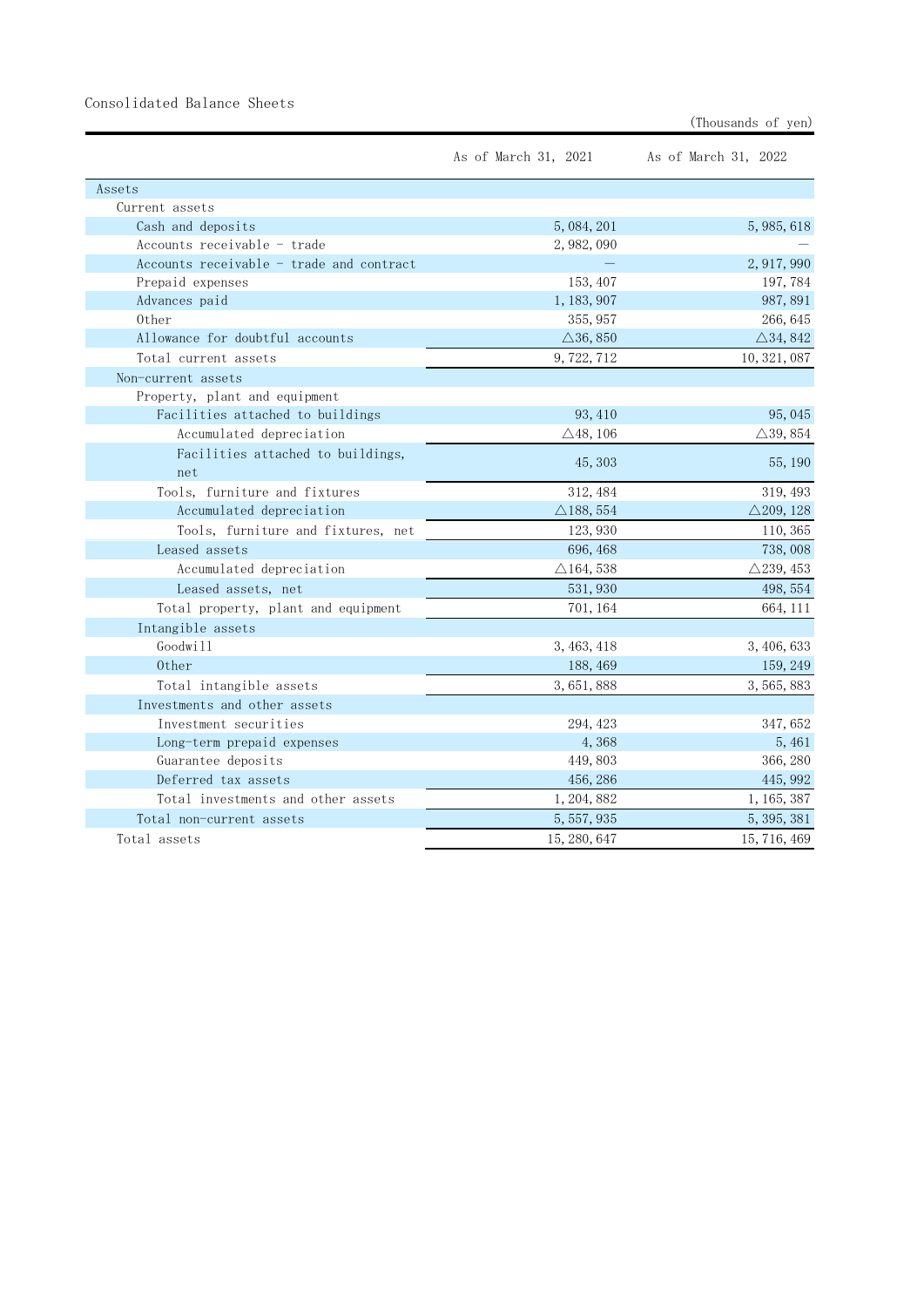Consolidated Balance Sheets

(Thousands of yen)

| | As of March 31, 2021 | As of March 31, 2022 |
|---|---|---|
| Assets | | |
| Current assets | | |
| Cash and deposits | 5,084,201 | 5,985,618 |
| Accounts receivable - trade | 2,982,090 | — |
| Accounts receivable - trade and contract | — | 2,917,990 |
| Prepaid expenses | 153,407 | 197,784 |
| Advances paid | 1,183,907 | 987,891 |
| Other | 355,957 | 266,645 |
| Allowance for doubtful accounts | △36,850 | △34,842 |
| Total current assets | 9,722,712 | 10,321,087 |
| Non-current assets | | |
| Property, plant and equipment | | |
| Facilities attached to buildings | 93,410 | 95,045 |
| Accumulated depreciation | △48,106 | △39,854 |
| Facilities attached to buildings, net | 45,303 | 55,190 |
| Tools, furniture and fixtures | 312,484 | 319,493 |
| Accumulated depreciation | △188,554 | △209,128 |
| Tools, furniture and fixtures, net | 123,930 | 110,365 |
| Leased assets | 696,468 | 738,008 |
| Accumulated depreciation | △164,538 | △239,453 |
| Leased assets, net | 531,930 | 498,554 |
| Total property, plant and equipment | 701,164 | 664,111 |
| Intangible assets | | |
| Goodwill | 3,463,418 | 3,406,633 |
| Other | 188,469 | 159,249 |
| Total intangible assets | 3,651,888 | 3,565,883 |
| Investments and other assets | | |
| Investment securities | 294,423 | 347,652 |
| Long-term prepaid expenses | 4,368 | 5,461 |
| Guarantee deposits | 449,803 | 366,280 |
| Deferred tax assets | 456,286 | 445,992 |
| Total investments and other assets | 1,204,882 | 1,165,387 |
| Total non-current assets | 5,557,935 | 5,395,381 |
| Total assets | 15,280,647 | 15,716,469 |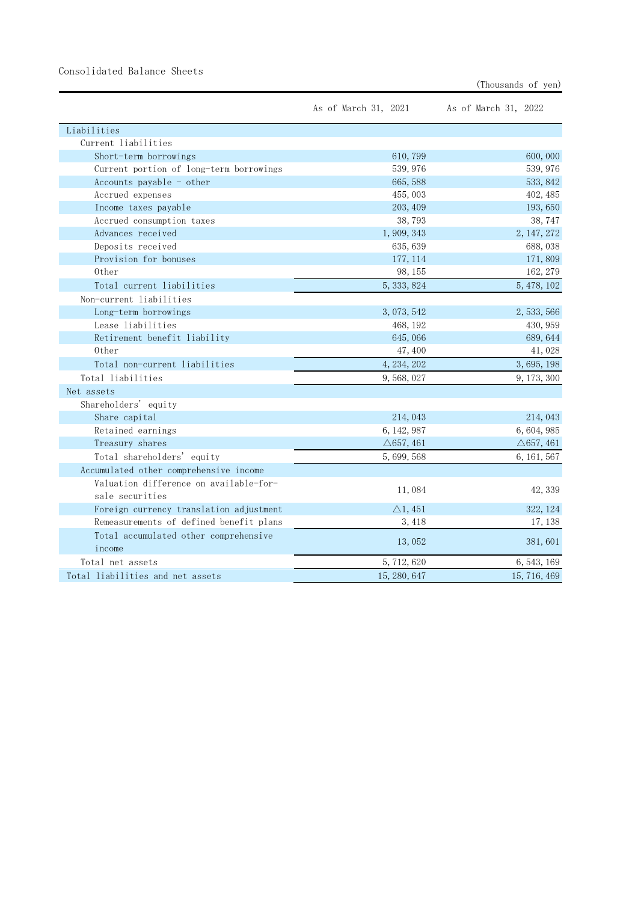Consolidated Balance Sheets

(Thousands of yen)

| | As of March 31, 2021 | As of March 31, 2022 |
|---|---|---|
| Liabilities | | |
| Current liabilities | | |
| Short-term borrowings | 610,799 | 600,000 |
| Current portion of long-term borrowings | 539,976 | 539,976 |
| Accounts payable - other | 665,588 | 533,842 |
| Accrued expenses | 455,003 | 402,485 |
| Income taxes payable | 203,409 | 193,650 |
| Accrued consumption taxes | 38,793 | 38,747 |
| Advances received | 1,909,343 | 2,147,272 |
| Deposits received | 635,639 | 688,038 |
| Provision for bonuses | 177,114 | 171,809 |
| Other | 98,155 | 162,279 |
| Total current liabilities | 5,333,824 | 5,478,102 |
| Non-current liabilities | | |
| Long-term borrowings | 3,073,542 | 2,533,566 |
| Lease liabilities | 468,192 | 430,959 |
| Retirement benefit liability | 645,066 | 689,644 |
| Other | 47,400 | 41,028 |
| Total non-current liabilities | 4,234,202 | 3,695,198 |
| Total liabilities | 9,568,027 | 9,173,300 |
| Net assets | | |
| Shareholders' equity | | |
| Share capital | 214,043 | 214,043 |
| Retained earnings | 6,142,987 | 6,604,985 |
| Treasury shares | △657,461 | △657,461 |
| Total shareholders' equity | 5,699,568 | 6,161,567 |
| Accumulated other comprehensive income | | |
| Valuation difference on available-for-sale securities | 11,084 | 42,339 |
| Foreign currency translation adjustment | △1,451 | 322,124 |
| Remeasurements of defined benefit plans | 3,418 | 17,138 |
| Total accumulated other comprehensive income | 13,052 | 381,601 |
| Total net assets | 5,712,620 | 6,543,169 |
| Total liabilities and net assets | 15,280,647 | 15,716,469 |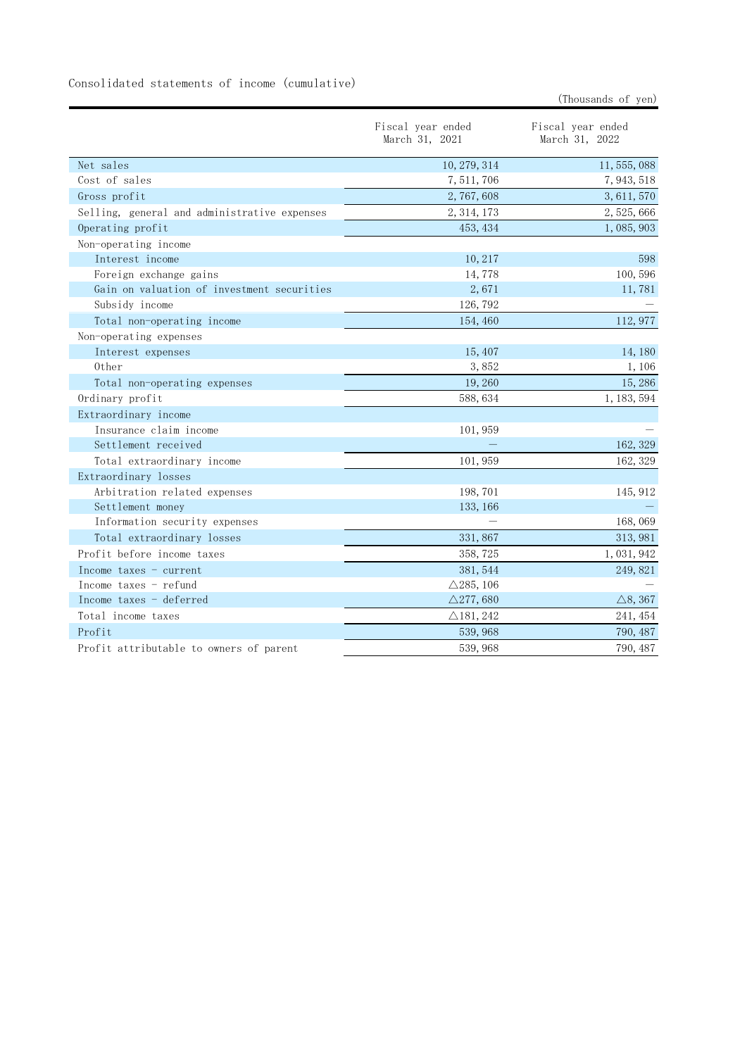Consolidated statements of income (cumulative)

(Thousands of yen)

| | Fiscal year ended March 31, 2021 | Fiscal year ended March 31, 2022 |
|---|---|---|
| Net sales | 10,279,314 | 11,555,088 |
| Cost of sales | 7,511,706 | 7,943,518 |
| Gross profit | 2,767,608 | 3,611,570 |
| Selling, general and administrative expenses | 2,314,173 | 2,525,666 |
| Operating profit | 453,434 | 1,085,903 |
| Non-operating income | | |
| Interest income | 10,217 | 598 |
| Foreign exchange gains | 14,778 | 100,596 |
| Gain on valuation of investment securities | 2,671 | 11,781 |
| Subsidy income | 126,792 | — |
| Total non-operating income | 154,460 | 112,977 |
| Non-operating expenses | | |
| Interest expenses | 15,407 | 14,180 |
| Other | 3,852 | 1,106 |
| Total non-operating expenses | 19,260 | 15,286 |
| Ordinary profit | 588,634 | 1,183,594 |
| Extraordinary income | | |
| Insurance claim income | 101,959 | — |
| Settlement received | — | 162,329 |
| Total extraordinary income | 101,959 | 162,329 |
| Extraordinary losses | | |
| Arbitration related expenses | 198,701 | 145,912 |
| Settlement money | 133,166 | — |
| Information security expenses | — | 168,069 |
| Total extraordinary losses | 331,867 | 313,981 |
| Profit before income taxes | 358,725 | 1,031,942 |
| Income taxes - current | 381,544 | 249,821 |
| Income taxes - refund | △285,106 | — |
| Income taxes - deferred | △277,680 | △8,367 |
| Total income taxes | △181,242 | 241,454 |
| Profit | 539,968 | 790,487 |
| Profit attributable to owners of parent | 539,968 | 790,487 |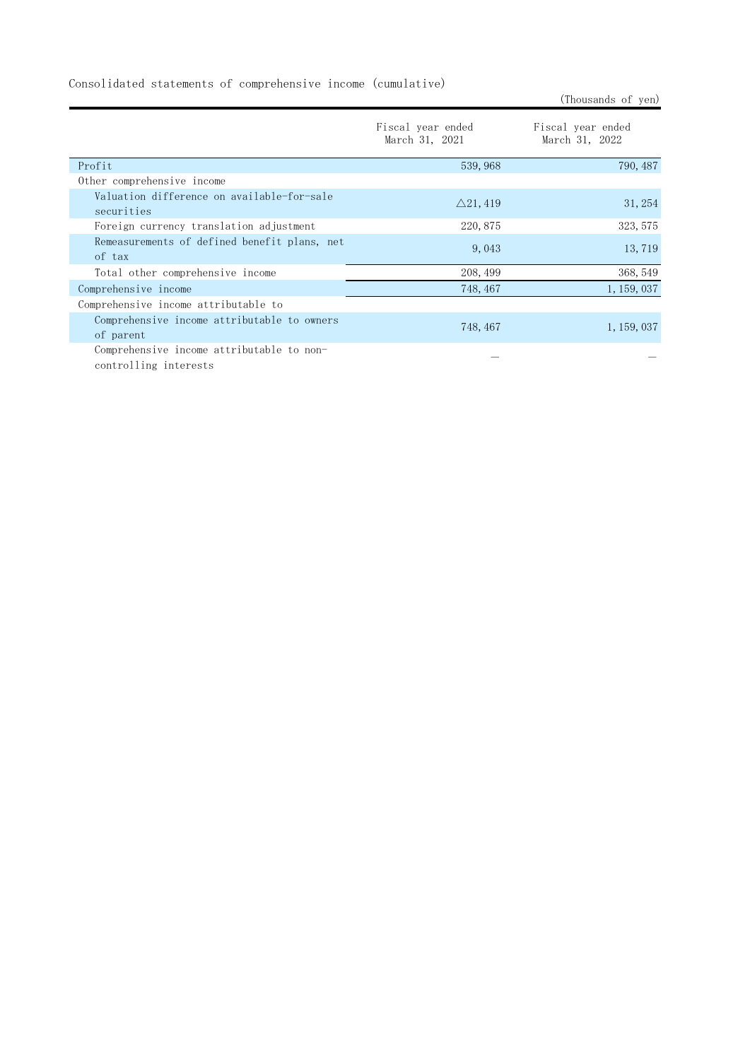Consolidated statements of comprehensive income (cumulative)

(Thousands of yen)

| | Fiscal year ended March 31, 2021 | Fiscal year ended March 31, 2022 |
|---|---|---|
| Profit | 539,968 | 790,487 |
| Other comprehensive income | | |
| Valuation difference on available-for-sale securities | △21,419 | 31,254 |
| Foreign currency translation adjustment | 220,875 | 323,575 |
| Remeasurements of defined benefit plans, net of tax | 9,043 | 13,719 |
| Total other comprehensive income | 208,499 | 368,549 |
| Comprehensive income | 748,467 | 1,159,037 |
| Comprehensive income attributable to | | |
| Comprehensive income attributable to owners of parent | 748,467 | 1,159,037 |
| Comprehensive income attributable to non-controlling interests | — | — |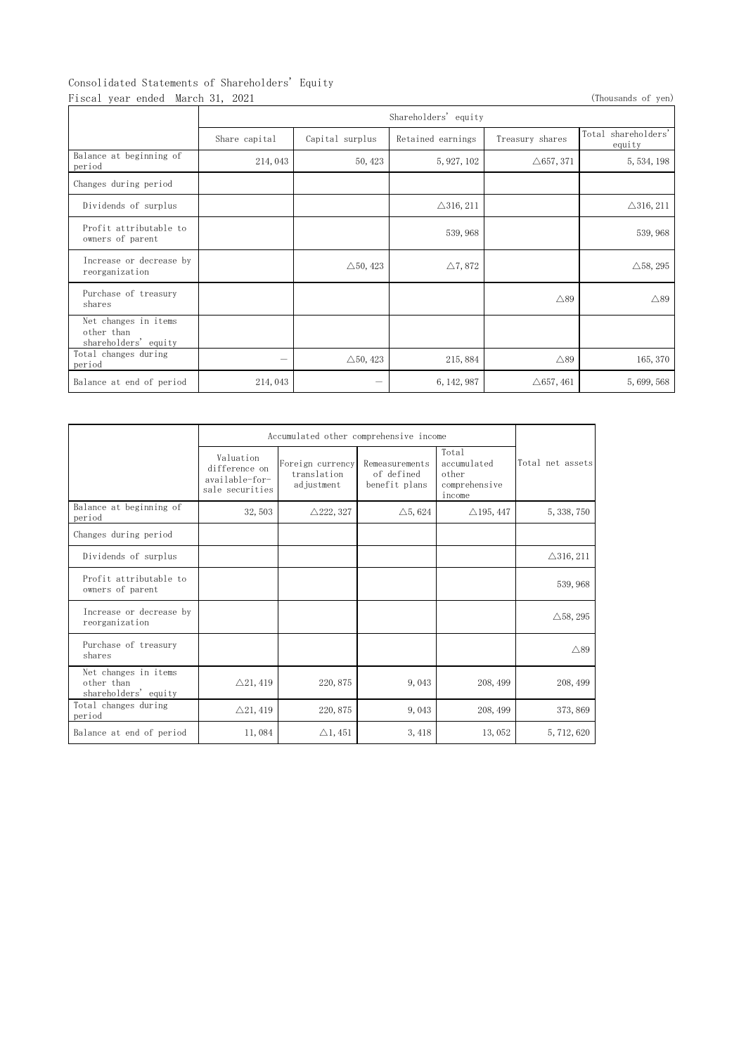Consolidated Statements of Shareholders' Equity

Fiscal year ended March 31, 2021

(Thousands of yen)

| | Shareholders' equity | | | | |
|---|---|---|---|---|---|
| | Share capital | Capital surplus | Retained earnings | Treasury shares | Total shareholders' equity |
| Balance at beginning of period | 214,043 | 50,423 | 5,927,102 | △657,371 | 5,534,198 |
| Changes during period | | | | | |
| Dividends of surplus | | | △316,211 | | △316,211 |
| Profit attributable to owners of parent | | | 539,968 | | 539,968 |
| Increase or decrease by reorganization | | △50,423 | △7,872 | | △58,295 |
| Purchase of treasury shares | | | | △89 | △89 |
| Net changes in items other than shareholders' equity | | | | | |
| Total changes during period | — | △50,423 | 215,884 | △89 | 165,370 |
| Balance at end of period | 214,043 | — | 6,142,987 | △657,461 | 5,699,568 |

| | Accumulated other comprehensive income | | | | Total net assets |
|---|---|---|---|---|---|
| | Valuation difference on available-for-sale securities | Foreign currency translation adjustment | Remeasurements of defined benefit plans | Total accumulated other comprehensive income | |
| Balance at beginning of period | 32,503 | △222,327 | △5,624 | △195,447 | 5,338,750 |
| Changes during period | | | | | |
| Dividends of surplus | | | | | △316,211 |
| Profit attributable to owners of parent | | | | | 539,968 |
| Increase or decrease by reorganization | | | | | △58,295 |
| Purchase of treasury shares | | | | | △89 |
| Net changes in items other than shareholders' equity | △21,419 | 220,875 | 9,043 | 208,499 | 208,499 |
| Total changes during period | △21,419 | 220,875 | 9,043 | 208,499 | 373,869 |
| Balance at end of period | 11,084 | △1,451 | 3,418 | 13,052 | 5,712,620 |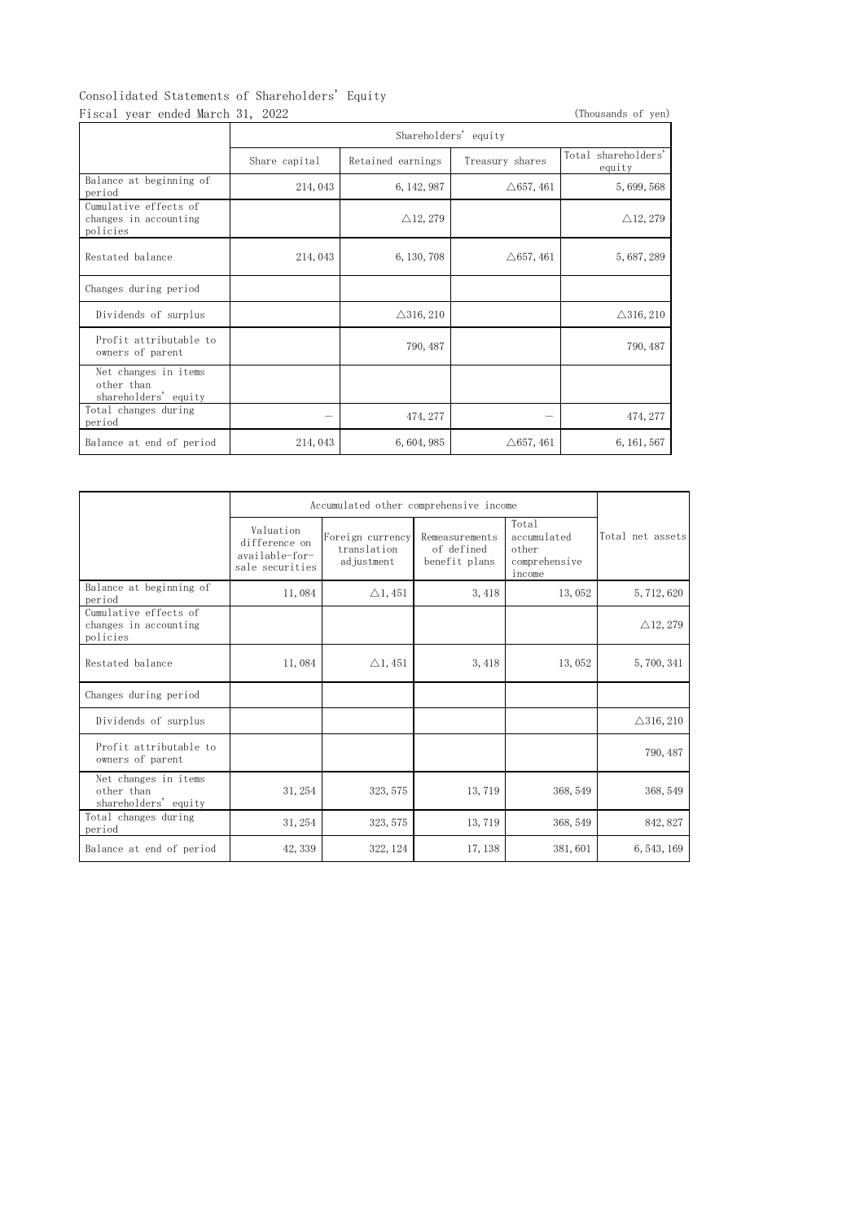Consolidated Statements of Shareholders' Equity

Fiscal year ended March 31, 2022

(Thousands of yen)

| | Shareholders' equity | | | |
|---|---|---|---|---|
| | Share capital | Retained earnings | Treasury shares | Total shareholders' equity |
| Balance at beginning of period | 214,043 | 6,142,987 | △657,461 | 5,699,568 |
| Cumulative effects of changes in accounting policies | | △12,279 | | △12,279 |
| Restated balance | 214,043 | 6,130,708 | △657,461 | 5,687,289 |
| Changes during period | | | | |
| Dividends of surplus | | △316,210 | | △316,210 |
| Profit attributable to owners of parent | | 790,487 | | 790,487 |
| Net changes in items other than shareholders' equity | | | | |
| Total changes during period | － | 474,277 | － | 474,277 |
| Balance at end of period | 214,043 | 6,604,985 | △657,461 | 6,161,567 |

| | Accumulated other comprehensive income | | | | Total net assets |
|---|---|---|---|---|---|
| | Valuation difference on available-for-sale securities | Foreign currency translation adjustment | Remeasurements of defined benefit plans | Total accumulated other comprehensive income | |
| Balance at beginning of period | 11,084 | △1,451 | 3,418 | 13,052 | 5,712,620 |
| Cumulative effects of changes in accounting policies | | | | | △12,279 |
| Restated balance | 11,084 | △1,451 | 3,418 | 13,052 | 5,700,341 |
| Changes during period | | | | | |
| Dividends of surplus | | | | | △316,210 |
| Profit attributable to owners of parent | | | | | 790,487 |
| Net changes in items other than shareholders' equity | 31,254 | 323,575 | 13,719 | 368,549 | 368,549 |
| Total changes during period | 31,254 | 323,575 | 13,719 | 368,549 | 842,827 |
| Balance at end of period | 42,339 | 322,124 | 17,138 | 381,601 | 6,543,169 |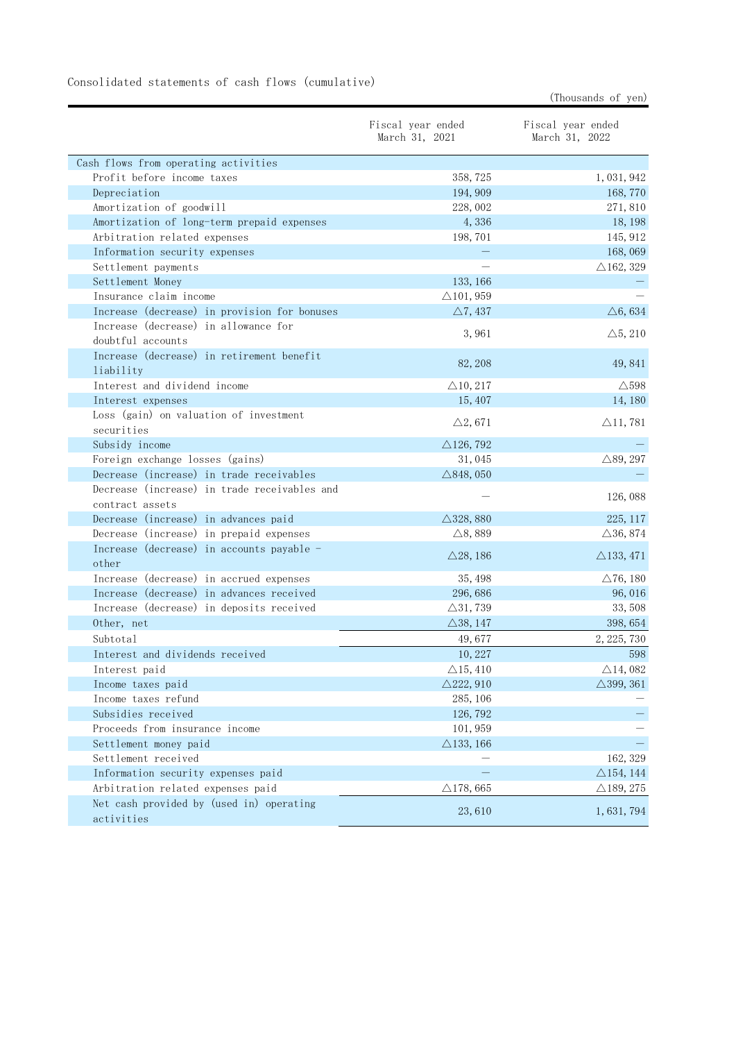Consolidated statements of cash flows (cumulative)

(Thousands of yen)

| | Fiscal year ended March 31, 2021 | Fiscal year ended March 31, 2022 |
|---|---|---|
| Cash flows from operating activities | | |
| Profit before income taxes | 358,725 | 1,031,942 |
| Depreciation | 194,909 | 168,770 |
| Amortization of goodwill | 228,002 | 271,810 |
| Amortization of long-term prepaid expenses | 4,336 | 18,198 |
| Arbitration related expenses | 198,701 | 145,912 |
| Information security expenses | — | 168,069 |
| Settlement payments | — | △162,329 |
| Settlement Money | 133,166 | — |
| Insurance claim income | △101,959 | — |
| Increase (decrease) in provision for bonuses | △7,437 | △6,634 |
| Increase (decrease) in allowance for doubtful accounts | 3,961 | △5,210 |
| Increase (decrease) in retirement benefit liability | 82,208 | 49,841 |
| Interest and dividend income | △10,217 | △598 |
| Interest expenses | 15,407 | 14,180 |
| Loss (gain) on valuation of investment securities | △2,671 | △11,781 |
| Subsidy income | △126,792 | — |
| Foreign exchange losses (gains) | 31,045 | △89,297 |
| Decrease (increase) in trade receivables | △848,050 | — |
| Decrease (increase) in trade receivables and contract assets | — | 126,088 |
| Decrease (increase) in advances paid | △328,880 | 225,117 |
| Decrease (increase) in prepaid expenses | △8,889 | △36,874 |
| Increase (decrease) in accounts payable - other | △28,186 | △133,471 |
| Increase (decrease) in accrued expenses | 35,498 | △76,180 |
| Increase (decrease) in advances received | 296,686 | 96,016 |
| Increase (decrease) in deposits received | △31,739 | 33,508 |
| Other, net | △38,147 | 398,654 |
| Subtotal | 49,677 | 2,225,730 |
| Interest and dividends received | 10,227 | 598 |
| Interest paid | △15,410 | △14,082 |
| Income taxes paid | △222,910 | △399,361 |
| Income taxes refund | 285,106 | — |
| Subsidies received | 126,792 | — |
| Proceeds from insurance income | 101,959 | — |
| Settlement money paid | △133,166 | — |
| Settlement received | — | 162,329 |
| Information security expenses paid | — | △154,144 |
| Arbitration related expenses paid | △178,665 | △189,275 |
| Net cash provided by (used in) operating activities | 23,610 | 1,631,794 |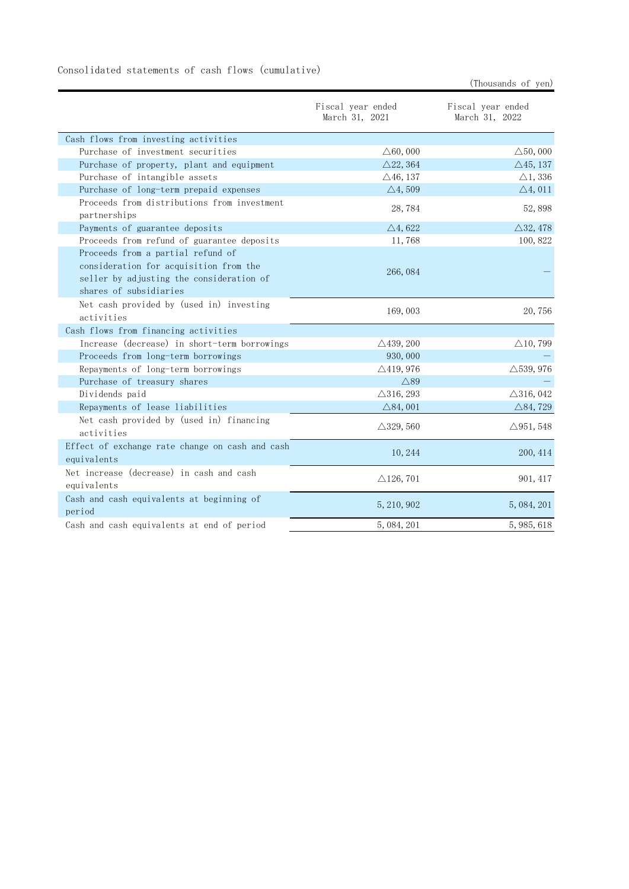Consolidated statements of cash flows (cumulative)

(Thousands of yen)

| | Fiscal year ended March 31, 2021 | Fiscal year ended March 31, 2022 |
|---|---|---|
| Cash flows from investing activities | | |
| Purchase of investment securities | △60,000 | △50,000 |
| Purchase of property, plant and equipment | △22,364 | △45,137 |
| Purchase of intangible assets | △46,137 | △1,336 |
| Purchase of long-term prepaid expenses | △4,509 | △4,011 |
| Proceeds from distributions from investment partnerships | 28,784 | 52,898 |
| Payments of guarantee deposits | △4,622 | △32,478 |
| Proceeds from refund of guarantee deposits | 11,768 | 100,822 |
| Proceeds from a partial refund of consideration for acquisition from the seller by adjusting the consideration of shares of subsidiaries | 266,084 | ― |
| Net cash provided by (used in) investing activities | 169,003 | 20,756 |
| Cash flows from financing activities | | |
| Increase (decrease) in short-term borrowings | △439,200 | △10,799 |
| Proceeds from long-term borrowings | 930,000 | ― |
| Repayments of long-term borrowings | △419,976 | △539,976 |
| Purchase of treasury shares | △89 | ― |
| Dividends paid | △316,293 | △316,042 |
| Repayments of lease liabilities | △84,001 | △84,729 |
| Net cash provided by (used in) financing activities | △329,560 | △951,548 |
| Effect of exchange rate change on cash and cash equivalents | 10,244 | 200,414 |
| Net increase (decrease) in cash and cash equivalents | △126,701 | 901,417 |
| Cash and cash equivalents at beginning of period | 5,210,902 | 5,084,201 |
| Cash and cash equivalents at end of period | 5,084,201 | 5,985,618 |